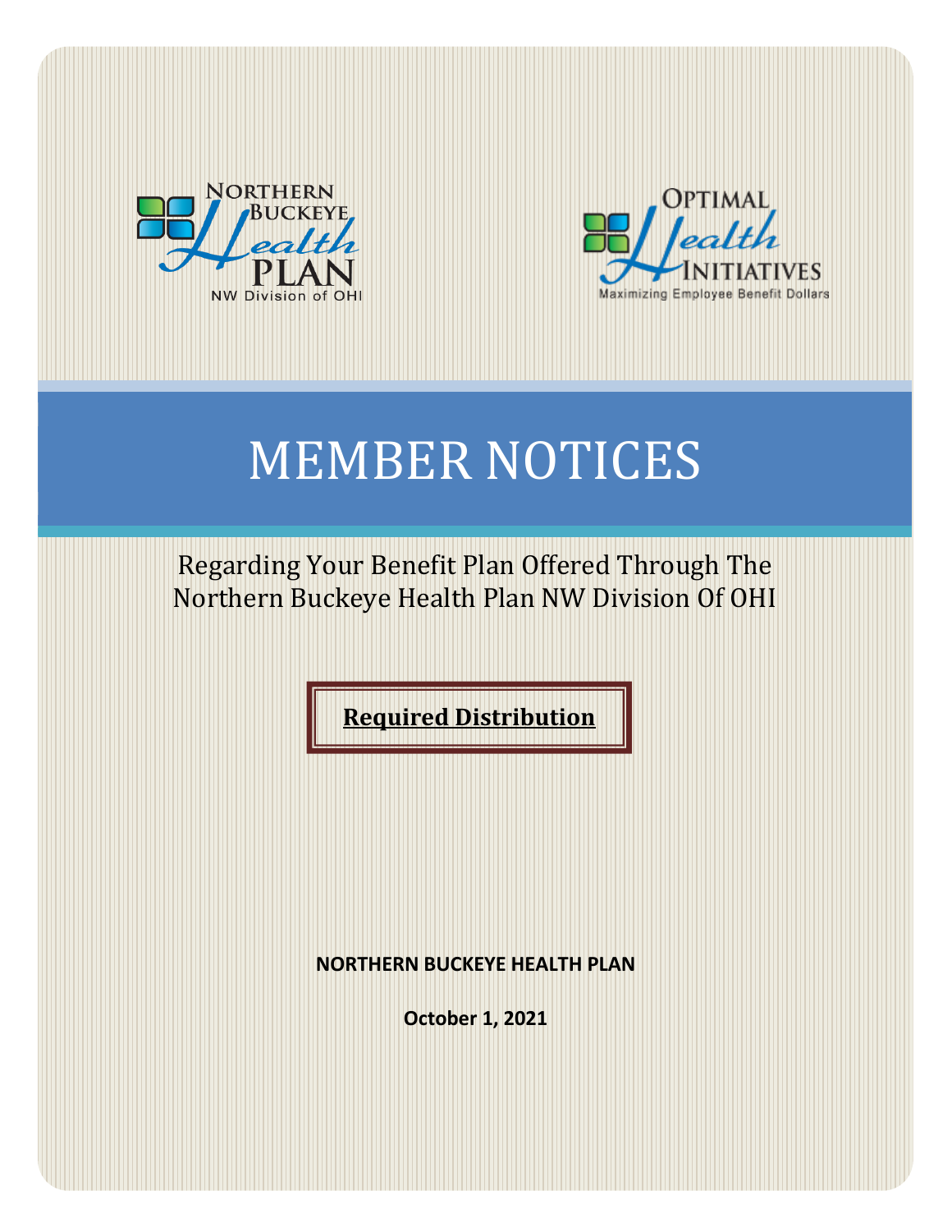NORTHERN BUCKEYE Health PLAN
NW Division of OHI

OPTIMAL Health INITIATIVES
Maximizing Employee Benefit Dollars

# MEMBER NOTICES

Regarding Your Benefit Plan Offered Through The Northern Buckeye Health Plan NW Division Of OHI

**Required Distribution**

**NORTHERN BUCKEYE HEALTH PLAN**

**October 1, 2021**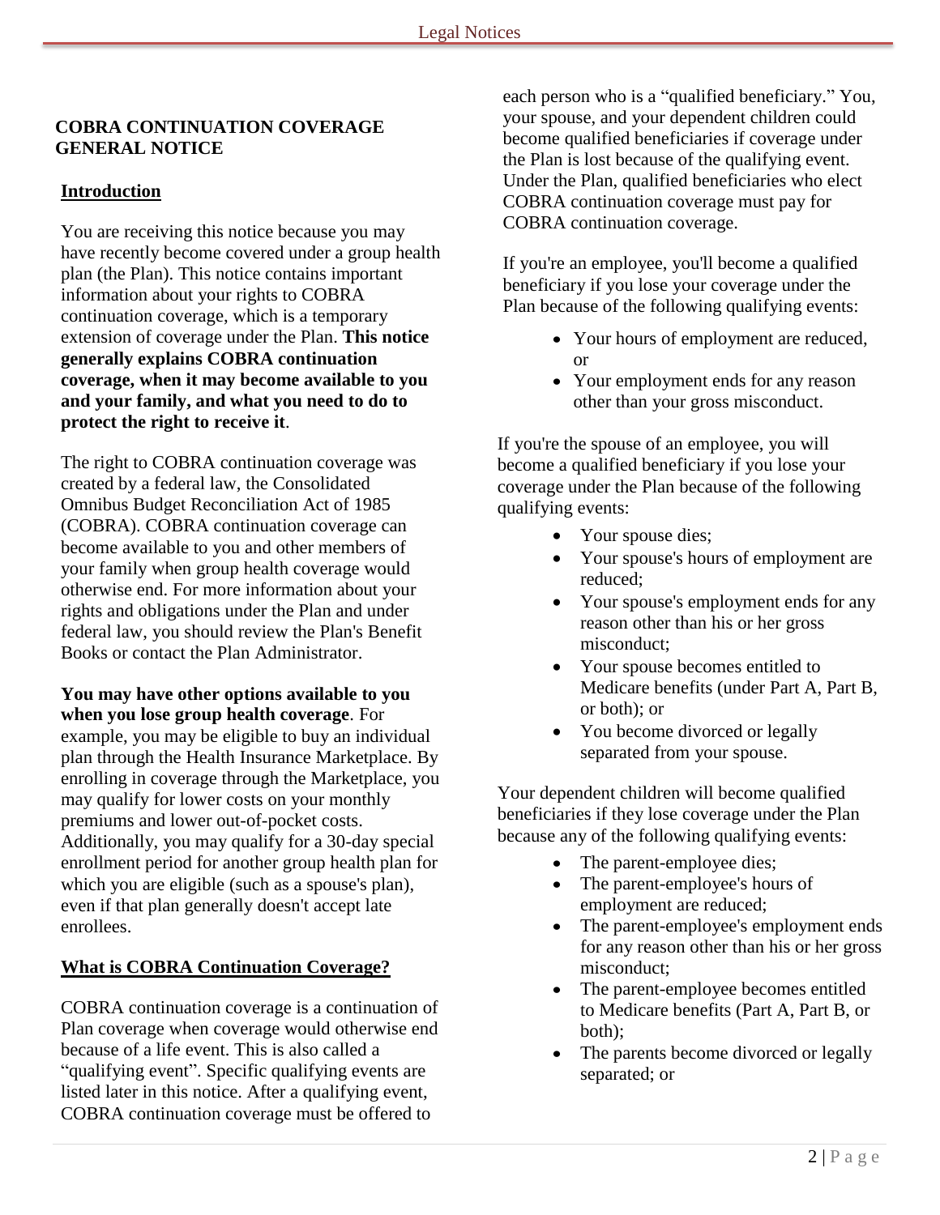## COBRA CONTINUATION COVERAGE GENERAL NOTICE

### Introduction

You are receiving this notice because you may have recently become covered under a group health plan (the Plan). This notice contains important information about your rights to COBRA continuation coverage, which is a temporary extension of coverage under the Plan. **This notice generally explains COBRA continuation coverage, when it may become available to you and your family, and what you need to do to protect the right to receive it**.

The right to COBRA continuation coverage was created by a federal law, the Consolidated Omnibus Budget Reconciliation Act of 1985 (COBRA). COBRA continuation coverage can become available to you and other members of your family when group health coverage would otherwise end. For more information about your rights and obligations under the Plan and under federal law, you should review the Plan's Benefit Books or contact the Plan Administrator.

**You may have other options available to you when you lose group health coverage**. For example, you may be eligible to buy an individual plan through the Health Insurance Marketplace. By enrolling in coverage through the Marketplace, you may qualify for lower costs on your monthly premiums and lower out-of-pocket costs. Additionally, you may qualify for a 30-day special enrollment period for another group health plan for which you are eligible (such as a spouse's plan), even if that plan generally doesn't accept late enrollees.

### What is COBRA Continuation Coverage?

COBRA continuation coverage is a continuation of Plan coverage when coverage would otherwise end because of a life event. This is also called a "qualifying event". Specific qualifying events are listed later in this notice. After a qualifying event, COBRA continuation coverage must be offered to each person who is a "qualified beneficiary." You, your spouse, and your dependent children could become qualified beneficiaries if coverage under the Plan is lost because of the qualifying event. Under the Plan, qualified beneficiaries who elect COBRA continuation coverage must pay for COBRA continuation coverage.

If you're an employee, you'll become a qualified beneficiary if you lose your coverage under the Plan because of the following qualifying events:

- Your hours of employment are reduced, or
- Your employment ends for any reason other than your gross misconduct.

If you're the spouse of an employee, you will become a qualified beneficiary if you lose your coverage under the Plan because of the following qualifying events:

- Your spouse dies;
- Your spouse's hours of employment are reduced;
- Your spouse's employment ends for any reason other than his or her gross misconduct;
- Your spouse becomes entitled to Medicare benefits (under Part A, Part B, or both); or
- You become divorced or legally separated from your spouse.

Your dependent children will become qualified beneficiaries if they lose coverage under the Plan because any of the following qualifying events:

- The parent-employee dies;
- The parent-employee's hours of employment are reduced;
- The parent-employee's employment ends for any reason other than his or her gross misconduct;
- The parent-employee becomes entitled to Medicare benefits (Part A, Part B, or both);
- The parents become divorced or legally separated; or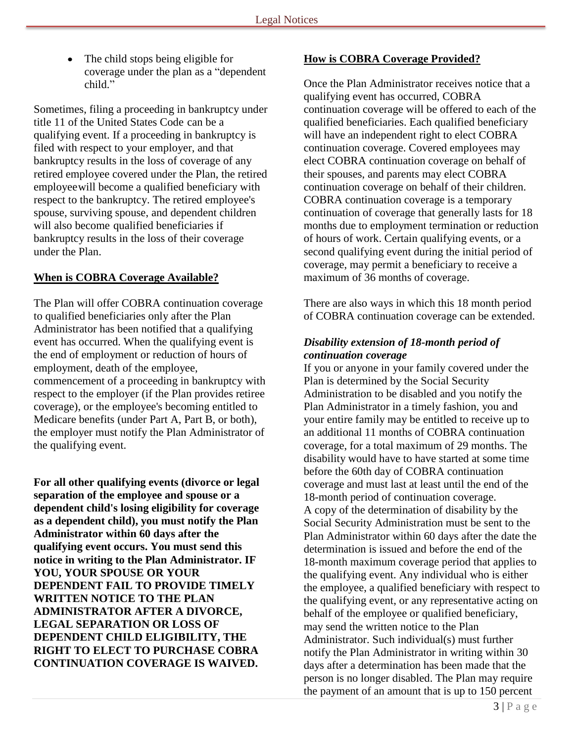- The child stops being eligible for coverage under the plan as a "dependent child."

Sometimes, filing a proceeding in bankruptcy under title 11 of the United States Code can be a qualifying event. If a proceeding in bankruptcy is filed with respect to your employer, and that bankruptcy results in the loss of coverage of any retired employee covered under the Plan, the retired employeewill become a qualified beneficiary with respect to the bankruptcy. The retired employee's spouse, surviving spouse, and dependent children will also become qualified beneficiaries if bankruptcy results in the loss of their coverage under the Plan.

## When is COBRA Coverage Available?

The Plan will offer COBRA continuation coverage to qualified beneficiaries only after the Plan Administrator has been notified that a qualifying event has occurred. When the qualifying event is the end of employment or reduction of hours of employment, death of the employee, commencement of a proceeding in bankruptcy with respect to the employer (if the Plan provides retiree coverage), or the employee's becoming entitled to Medicare benefits (under Part A, Part B, or both), the employer must notify the Plan Administrator of the qualifying event.

**For all other qualifying events (divorce or legal separation of the employee and spouse or a dependent child's losing eligibility for coverage as a dependent child), you must notify the Plan Administrator within 60 days after the qualifying event occurs. You must send this notice in writing to the Plan Administrator. IF YOU, YOUR SPOUSE OR YOUR DEPENDENT FAIL TO PROVIDE TIMELY WRITTEN NOTICE TO THE PLAN ADMINISTRATOR AFTER A DIVORCE, LEGAL SEPARATION OR LOSS OF DEPENDENT CHILD ELIGIBILITY, THE RIGHT TO ELECT TO PURCHASE COBRA CONTINUATION COVERAGE IS WAIVED.**

## How is COBRA Coverage Provided?

Once the Plan Administrator receives notice that a qualifying event has occurred, COBRA continuation coverage will be offered to each of the qualified beneficiaries. Each qualified beneficiary will have an independent right to elect COBRA continuation coverage. Covered employees may elect COBRA continuation coverage on behalf of their spouses, and parents may elect COBRA continuation coverage on behalf of their children. COBRA continuation coverage is a temporary continuation of coverage that generally lasts for 18 months due to employment termination or reduction of hours of work. Certain qualifying events, or a second qualifying event during the initial period of coverage, may permit a beneficiary to receive a maximum of 36 months of coverage.

There are also ways in which this 18 month period of COBRA continuation coverage can be extended.

### *Disability extension of 18-month period of continuation coverage*

If you or anyone in your family covered under the Plan is determined by the Social Security Administration to be disabled and you notify the Plan Administrator in a timely fashion, you and your entire family may be entitled to receive up to an additional 11 months of COBRA continuation coverage, for a total maximum of 29 months. The disability would have to have started at some time before the 60th day of COBRA continuation coverage and must last at least until the end of the 18-month period of continuation coverage. A copy of the determination of disability by the Social Security Administration must be sent to the Plan Administrator within 60 days after the date the determination is issued and before the end of the 18-month maximum coverage period that applies to the qualifying event. Any individual who is either the employee, a qualified beneficiary with respect to the qualifying event, or any representative acting on behalf of the employee or qualified beneficiary, may send the written notice to the Plan Administrator. Such individual(s) must further notify the Plan Administrator in writing within 30 days after a determination has been made that the person is no longer disabled. The Plan may require the payment of an amount that is up to 150 percent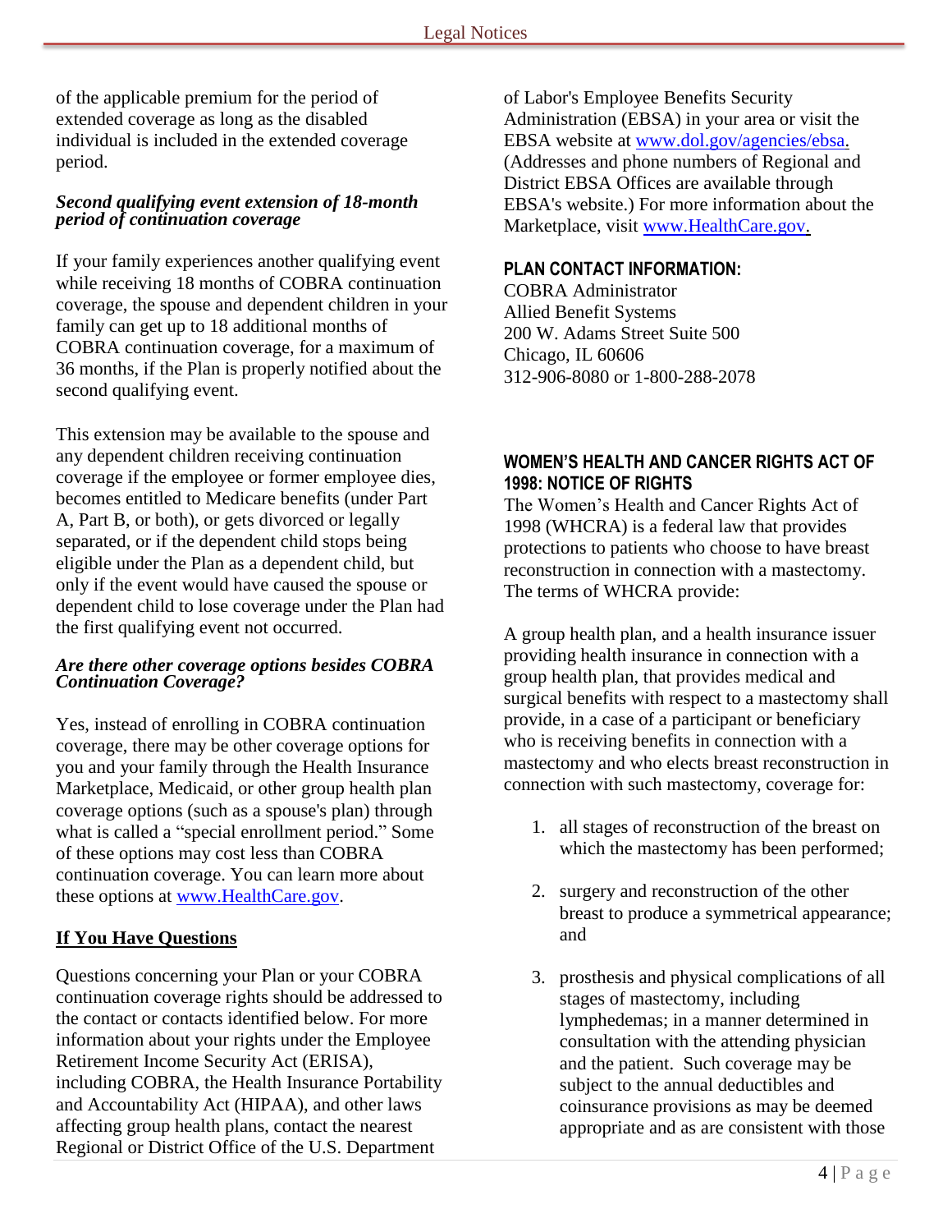of the applicable premium for the period of extended coverage as long as the disabled individual is included in the extended coverage period.

***Second qualifying event extension of 18-month period of continuation coverage***

If your family experiences another qualifying event while receiving 18 months of COBRA continuation coverage, the spouse and dependent children in your family can get up to 18 additional months of COBRA continuation coverage, for a maximum of 36 months, if the Plan is properly notified about the second qualifying event.

This extension may be available to the spouse and any dependent children receiving continuation coverage if the employee or former employee dies, becomes entitled to Medicare benefits (under Part A, Part B, or both), or gets divorced or legally separated, or if the dependent child stops being eligible under the Plan as a dependent child, but only if the event would have caused the spouse or dependent child to lose coverage under the Plan had the first qualifying event not occurred.

***Are there other coverage options besides COBRA Continuation Coverage?***

Yes, instead of enrolling in COBRA continuation coverage, there may be other coverage options for you and your family through the Health Insurance Marketplace, Medicaid, or other group health plan coverage options (such as a spouse's plan) through what is called a "special enrollment period." Some of these options may cost less than COBRA continuation coverage. You can learn more about these options at www.HealthCare.gov.

**If You Have Questions**

Questions concerning your Plan or your COBRA continuation coverage rights should be addressed to the contact or contacts identified below. For more information about your rights under the Employee Retirement Income Security Act (ERISA), including COBRA, the Health Insurance Portability and Accountability Act (HIPAA), and other laws affecting group health plans, contact the nearest Regional or District Office of the U.S. Department of Labor's Employee Benefits Security Administration (EBSA) in your area or visit the EBSA website at www.dol.gov/agencies/ebsa. (Addresses and phone numbers of Regional and District EBSA Offices are available through EBSA's website.) For more information about the Marketplace, visit www.HealthCare.gov.

**PLAN CONTACT INFORMATION:**

COBRA Administrator
Allied Benefit Systems
200 W. Adams Street Suite 500
Chicago, IL 60606
312-906-8080 or 1-800-288-2078

## WOMEN'S HEALTH AND CANCER RIGHTS ACT OF 1998: NOTICE OF RIGHTS

The Women's Health and Cancer Rights Act of 1998 (WHCRA) is a federal law that provides protections to patients who choose to have breast reconstruction in connection with a mastectomy. The terms of WHCRA provide:

A group health plan, and a health insurance issuer providing health insurance in connection with a group health plan, that provides medical and surgical benefits with respect to a mastectomy shall provide, in a case of a participant or beneficiary who is receiving benefits in connection with a mastectomy and who elects breast reconstruction in connection with such mastectomy, coverage for:

1. all stages of reconstruction of the breast on which the mastectomy has been performed;
2. surgery and reconstruction of the other breast to produce a symmetrical appearance; and
3. prosthesis and physical complications of all stages of mastectomy, including lymphedemas; in a manner determined in consultation with the attending physician and the patient. Such coverage may be subject to the annual deductibles and coinsurance provisions as may be deemed appropriate and as are consistent with those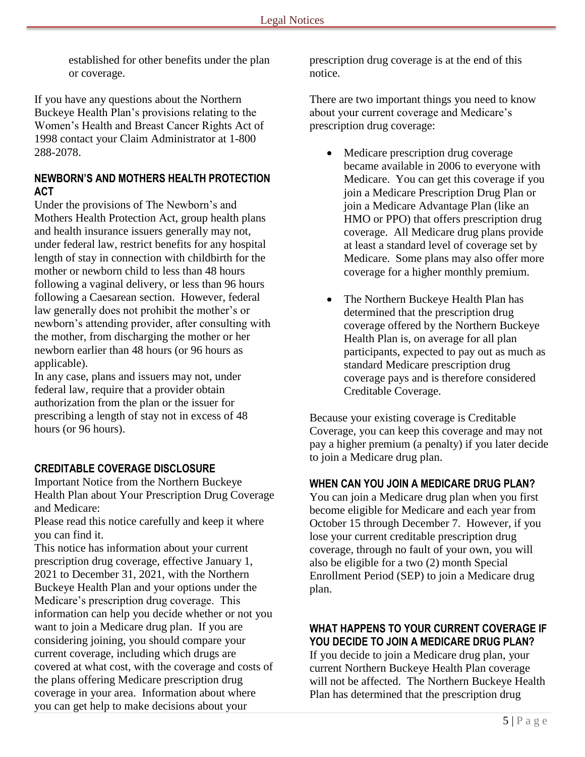established for other benefits under the plan or coverage.

If you have any questions about the Northern Buckeye Health Plan's provisions relating to the Women's Health and Breast Cancer Rights Act of 1998 contact your Claim Administrator at 1-800 288-2078.

## NEWBORN'S AND MOTHERS HEALTH PROTECTION ACT

Under the provisions of The Newborn's and Mothers Health Protection Act, group health plans and health insurance issuers generally may not, under federal law, restrict benefits for any hospital length of stay in connection with childbirth for the mother or newborn child to less than 48 hours following a vaginal delivery, or less than 96 hours following a Caesarean section. However, federal law generally does not prohibit the mother's or newborn's attending provider, after consulting with the mother, from discharging the mother or her newborn earlier than 48 hours (or 96 hours as applicable).

In any case, plans and issuers may not, under federal law, require that a provider obtain authorization from the plan or the issuer for prescribing a length of stay not in excess of 48 hours (or 96 hours).

## CREDITABLE COVERAGE DISCLOSURE

Important Notice from the Northern Buckeye Health Plan about Your Prescription Drug Coverage and Medicare:

Please read this notice carefully and keep it where you can find it.

This notice has information about your current prescription drug coverage, effective January 1, 2021 to December 31, 2021, with the Northern Buckeye Health Plan and your options under the Medicare's prescription drug coverage. This information can help you decide whether or not you want to join a Medicare drug plan. If you are considering joining, you should compare your current coverage, including which drugs are covered at what cost, with the coverage and costs of the plans offering Medicare prescription drug coverage in your area. Information about where you can get help to make decisions about your prescription drug coverage is at the end of this notice.

There are two important things you need to know about your current coverage and Medicare's prescription drug coverage:

- Medicare prescription drug coverage became available in 2006 to everyone with Medicare. You can get this coverage if you join a Medicare Prescription Drug Plan or join a Medicare Advantage Plan (like an HMO or PPO) that offers prescription drug coverage. All Medicare drug plans provide at least a standard level of coverage set by Medicare. Some plans may also offer more coverage for a higher monthly premium.
- The Northern Buckeye Health Plan has determined that the prescription drug coverage offered by the Northern Buckeye Health Plan is, on average for all plan participants, expected to pay out as much as standard Medicare prescription drug coverage pays and is therefore considered Creditable Coverage.

Because your existing coverage is Creditable Coverage, you can keep this coverage and may not pay a higher premium (a penalty) if you later decide to join a Medicare drug plan.

## WHEN CAN YOU JOIN A MEDICARE DRUG PLAN?

You can join a Medicare drug plan when you first become eligible for Medicare and each year from October 15 through December 7. However, if you lose your current creditable prescription drug coverage, through no fault of your own, you will also be eligible for a two (2) month Special Enrollment Period (SEP) to join a Medicare drug plan.

## WHAT HAPPENS TO YOUR CURRENT COVERAGE IF YOU DECIDE TO JOIN A MEDICARE DRUG PLAN?

If you decide to join a Medicare drug plan, your current Northern Buckeye Health Plan coverage will not be affected. The Northern Buckeye Health Plan has determined that the prescription drug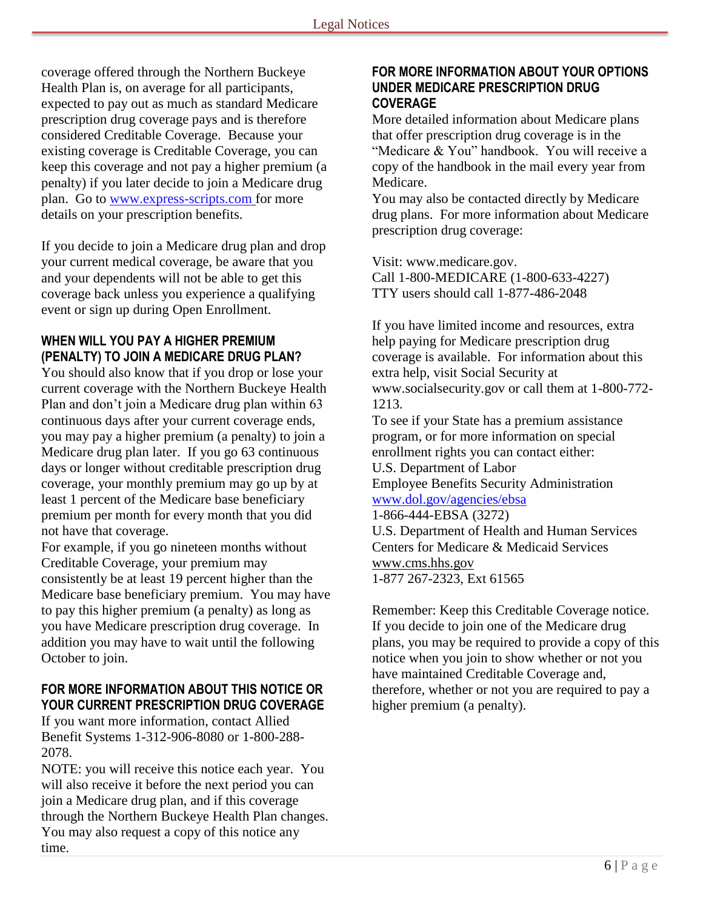coverage offered through the Northern Buckeye Health Plan is, on average for all participants, expected to pay out as much as standard Medicare prescription drug coverage pays and is therefore considered Creditable Coverage. Because your existing coverage is Creditable Coverage, you can keep this coverage and not pay a higher premium (a penalty) if you later decide to join a Medicare drug plan. Go to [www.express-scripts.com](http://www.express-scripts.com) for more details on your prescription benefits.

If you decide to join a Medicare drug plan and drop your current medical coverage, be aware that you and your dependents will not be able to get this coverage back unless you experience a qualifying event or sign up during Open Enrollment.

## WHEN WILL YOU PAY A HIGHER PREMIUM (PENALTY) TO JOIN A MEDICARE DRUG PLAN?

You should also know that if you drop or lose your current coverage with the Northern Buckeye Health Plan and don't join a Medicare drug plan within 63 continuous days after your current coverage ends, you may pay a higher premium (a penalty) to join a Medicare drug plan later. If you go 63 continuous days or longer without creditable prescription drug coverage, your monthly premium may go up by at least 1 percent of the Medicare base beneficiary premium per month for every month that you did not have that coverage.

For example, if you go nineteen months without Creditable Coverage, your premium may consistently be at least 19 percent higher than the Medicare base beneficiary premium. You may have to pay this higher premium (a penalty) as long as you have Medicare prescription drug coverage. In addition you may have to wait until the following October to join.

## FOR MORE INFORMATION ABOUT THIS NOTICE OR YOUR CURRENT PRESCRIPTION DRUG COVERAGE

If you want more information, contact Allied Benefit Systems 1-312-906-8080 or 1-800-288-2078.

NOTE: you will receive this notice each year. You will also receive it before the next period you can join a Medicare drug plan, and if this coverage through the Northern Buckeye Health Plan changes. You may also request a copy of this notice any time.

## FOR MORE INFORMATION ABOUT YOUR OPTIONS UNDER MEDICARE PRESCRIPTION DRUG COVERAGE

More detailed information about Medicare plans that offer prescription drug coverage is in the "Medicare & You" handbook. You will receive a copy of the handbook in the mail every year from Medicare.

You may also be contacted directly by Medicare drug plans. For more information about Medicare prescription drug coverage:

Visit: www.medicare.gov.
Call 1-800-MEDICARE (1-800-633-4227)
TTY users should call 1-877-486-2048

If you have limited income and resources, extra help paying for Medicare prescription drug coverage is available. For information about this extra help, visit Social Security at www.socialsecurity.gov or call them at 1-800-772-1213.

To see if your State has a premium assistance program, or for more information on special enrollment rights you can contact either:
U.S. Department of Labor
Employee Benefits Security Administration
[www.dol.gov/agencies/ebsa](http://www.dol.gov/agencies/ebsa)
1-866-444-EBSA (3272)
U.S. Department of Health and Human Services
Centers for Medicare & Medicaid Services
www.cms.hhs.gov
1-877 267-2323, Ext 61565

Remember: Keep this Creditable Coverage notice. If you decide to join one of the Medicare drug plans, you may be required to provide a copy of this notice when you join to show whether or not you have maintained Creditable Coverage and, therefore, whether or not you are required to pay a higher premium (a penalty).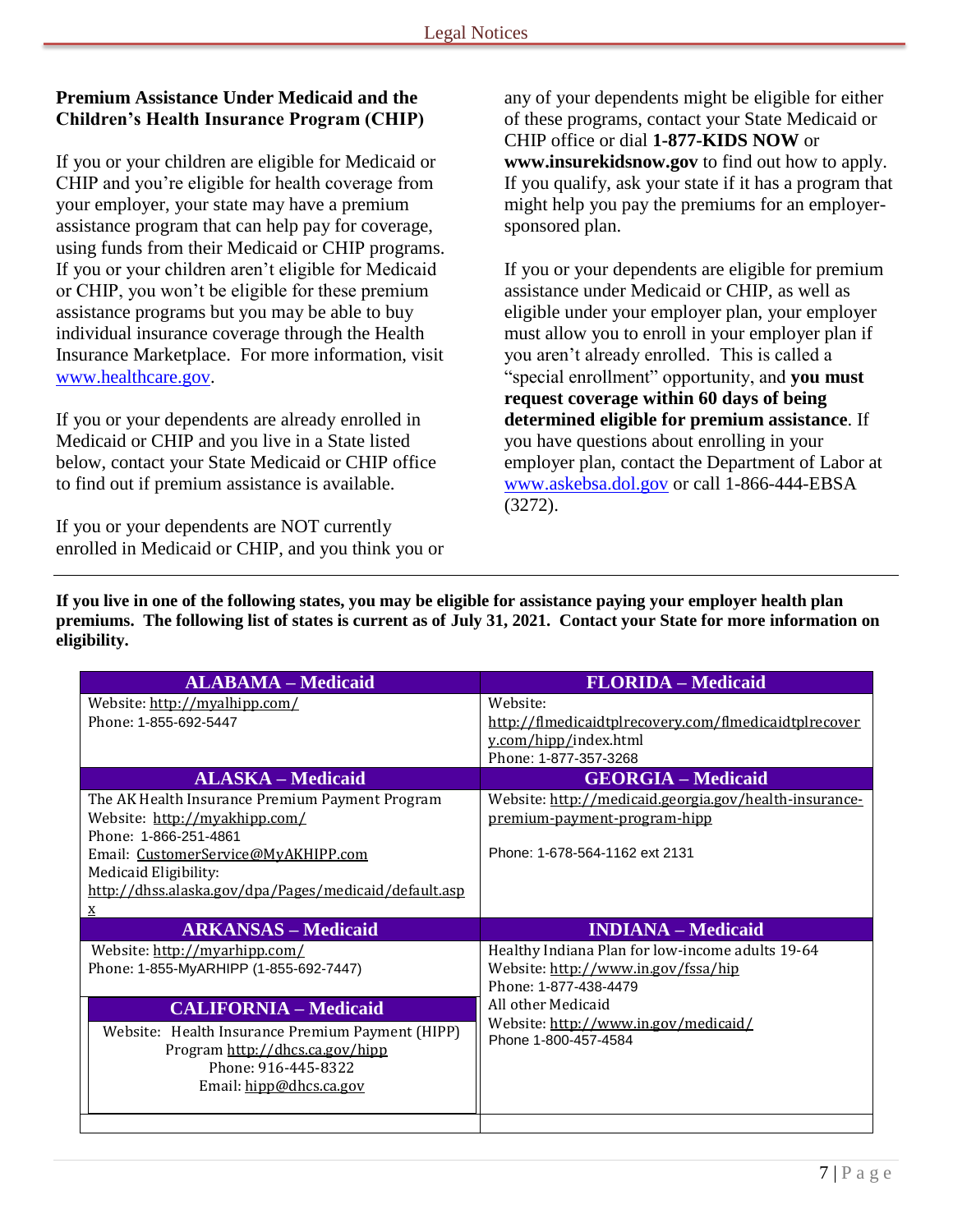## Premium Assistance Under Medicaid and the Children's Health Insurance Program (CHIP)

If you or your children are eligible for Medicaid or CHIP and you're eligible for health coverage from your employer, your state may have a premium assistance program that can help pay for coverage, using funds from their Medicaid or CHIP programs. If you or your children aren't eligible for Medicaid or CHIP, you won't be eligible for these premium assistance programs but you may be able to buy individual insurance coverage through the Health Insurance Marketplace. For more information, visit www.healthcare.gov.

If you or your dependents are already enrolled in Medicaid or CHIP and you live in a State listed below, contact your State Medicaid or CHIP office to find out if premium assistance is available.

If you or your dependents are NOT currently enrolled in Medicaid or CHIP, and you think you or any of your dependents might be eligible for either of these programs, contact your State Medicaid or CHIP office or dial **1-877-KIDS NOW** or **www.insurekidsnow.gov** to find out how to apply. If you qualify, ask your state if it has a program that might help you pay the premiums for an employer-sponsored plan.

If you or your dependents are eligible for premium assistance under Medicaid or CHIP, as well as eligible under your employer plan, your employer must allow you to enroll in your employer plan if you aren't already enrolled. This is called a "special enrollment" opportunity, and **you must request coverage within 60 days of being determined eligible for premium assistance**. If you have questions about enrolling in your employer plan, contact the Department of Labor at www.askebsa.dol.gov or call 1-866-444-EBSA (3272).

**If you live in one of the following states, you may be eligible for assistance paying your employer health plan premiums. The following list of states is current as of July 31, 2021. Contact your State for more information on eligibility.**

| ALABAMA – Medicaid | FLORIDA – Medicaid |
|---|---|
| Website: http://myalhipp.com/<br>Phone: 1-855-692-5447 | Website: http://flmedicaidtplrecovery.com/flmedicaidtplrecovery.com/hipp/index.html<br>Phone: 1-877-357-3268 |
| **ALASKA – Medicaid** | **GEORGIA – Medicaid** |
| The AK Health Insurance Premium Payment Program<br>Website: http://myakhipp.com/<br>Phone: 1-866-251-4861<br>Email: CustomerService@MyAKHIPP.com<br>Medicaid Eligibility: http://dhss.alaska.gov/dpa/Pages/medicaid/default.aspx | Website: http://medicaid.georgia.gov/health-insurance-premium-payment-program-hipp<br>Phone: 1-678-564-1162 ext 2131 |
| **ARKANSAS – Medicaid** | **INDIANA – Medicaid** |
| Website: http://myarhipp.com/<br>Phone: 1-855-MyARHIPP (1-855-692-7447)<br><br>**CALIFORNIA – Medicaid**<br>Website: Health Insurance Premium Payment (HIPP) Program http://dhcs.ca.gov/hipp<br>Phone: 916-445-8322<br>Email: hipp@dhcs.ca.gov | Healthy Indiana Plan for low-income adults 19-64<br>Website: http://www.in.gov/fssa/hip<br>Phone: 1-877-438-4479<br>All other Medicaid<br>Website: http://www.in.gov/medicaid/<br>Phone 1-800-457-4584 |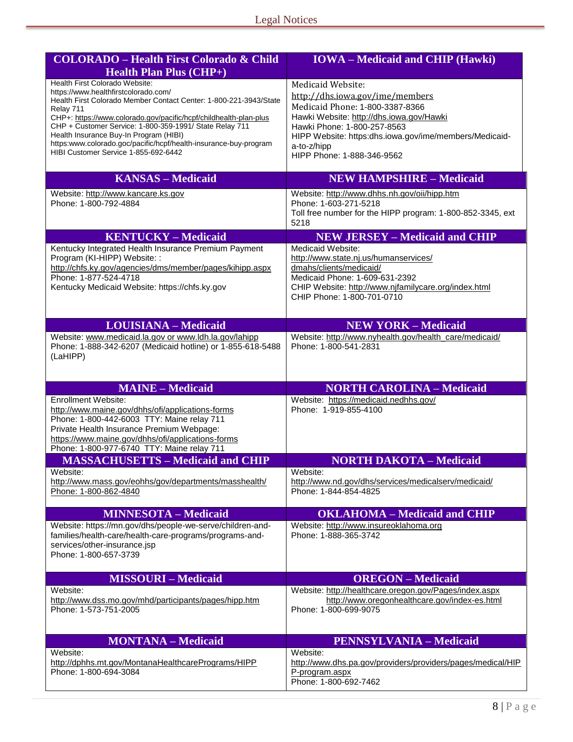| COLORADO – Health First Colorado & Child Health Plan Plus (CHP+) | IOWA – Medicaid and CHIP (Hawki) |
|---|---|
| Health First Colorado Website: https://www.healthfirstcolorado.com/<br>Health First Colorado Member Contact Center: 1-800-221-3943/State Relay 711<br>CHP+: https://www.colorado.gov/pacific/hcpf/childhealth-plan-plus<br>CHP + Customer Service: 1-800-359-1991/ State Relay 711<br>Health Insurance Buy-In Program (HIBI)<br>https:www.colorado.goc/pacific/hcpf/health-insurance-buy-program<br>HIBI Customer Service 1-855-692-6442 | Medicaid Website:<br>http://dhs.iowa.gov/ime/members<br>Medicaid Phone: 1-800-3387-8366<br>Hawki Website: http://dhs.iowa.gov/Hawki<br>Hawki Phone: 1-800-257-8563<br>HIPP Website: https:dhs.iowa.gov/ime/members/Medicaid-a-to-z/hipp<br>HIPP Phone: 1-888-346-9562 |
| **KANSAS – Medicaid** | **NEW HAMPSHIRE – Medicaid** |
| Website: http://www.kancare.ks.gov<br>Phone: 1-800-792-4884 | Website: http://www.dhhs.nh.gov/oii/hipp.htm<br>Phone: 1-603-271-5218<br>Toll free number for the HIPP program: 1-800-852-3345, ext 5218 |
| **KENTUCKY – Medicaid** | **NEW JERSEY – Medicaid and CHIP** |
| Kentucky Integrated Health Insurance Premium Payment Program (KI-HIPP) Website: :<br>http://chfs.ky.gov/agencies/dms/member/pages/kihipp.aspx<br>Phone: 1-877-524-4718<br>Kentucky Medicaid Website: https://chfs.ky.gov | Medicaid Website:<br>http://www.state.nj.us/humanservices/<br>dmahs/clients/medicaid/<br>Medicaid Phone: 1-609-631-2392<br>CHIP Website: http://www.njfamilycare.org/index.html<br>CHIP Phone: 1-800-701-0710 |
| **LOUISIANA – Medicaid** | **NEW YORK – Medicaid** |
| Website: www.medicaid.la.gov or www.ldh.la.gov/lahipp<br>Phone: 1-888-342-6207 (Medicaid hotline) or 1-855-618-5488 (LaHIPP) | Website: http://www.nyhealth.gov/health_care/medicaid/<br>Phone: 1-800-541-2831 |
| **MAINE – Medicaid** | **NORTH CAROLINA – Medicaid** |
| Enrollment Website:<br>http://www.maine.gov/dhhs/ofi/applications-forms<br>Phone: 1-800-442-6003 TTY: Maine relay 711<br>Private Health Insurance Premium Webpage:<br>https://www.maine.gov/dhhs/ofi/applications-forms<br>Phone: 1-800-977-6740 TTY: Maine relay 711 | Website: https://medicaid.nedhhs.gov/<br>Phone: 1-919-855-4100 |
| **MASSACHUSETTS – Medicaid and CHIP** | **NORTH DAKOTA – Medicaid** |
| Website:<br>http://www.mass.gov/eohhs/gov/departments/masshealth/<br>Phone: 1-800-862-4840 | Website:<br>http://www.nd.gov/dhs/services/medicalserv/medicaid/<br>Phone: 1-844-854-4825 |
| **MINNESOTA – Medicaid** | **OKLAHOMA – Medicaid and CHIP** |
| Website: https://mn.gov/dhs/people-we-serve/children-and-families/health-care/health-care-programs/programs-and-services/other-insurance.jsp<br>Phone: 1-800-657-3739 | Website: http://www.insureoklahoma.org<br>Phone: 1-888-365-3742 |
| **MISSOURI – Medicaid** | **OREGON – Medicaid** |
| Website:<br>http://www.dss.mo.gov/mhd/participants/pages/hipp.htm<br>Phone: 1-573-751-2005 | Website: http://healthcare.oregon.gov/Pages/index.aspx<br>http://www.oregonhealthcare.gov/index-es.html<br>Phone: 1-800-699-9075 |
| **MONTANA – Medicaid** | **PENNSYLVANIA – Medicaid** |
| Website:<br>http://dphhs.mt.gov/MontanaHealthcarePrograms/HIPP<br>Phone: 1-800-694-3084 | Website:<br>http://www.dhs.pa.gov/providers/providers/pages/medical/HIPP-program.aspx<br>Phone: 1-800-692-7462 |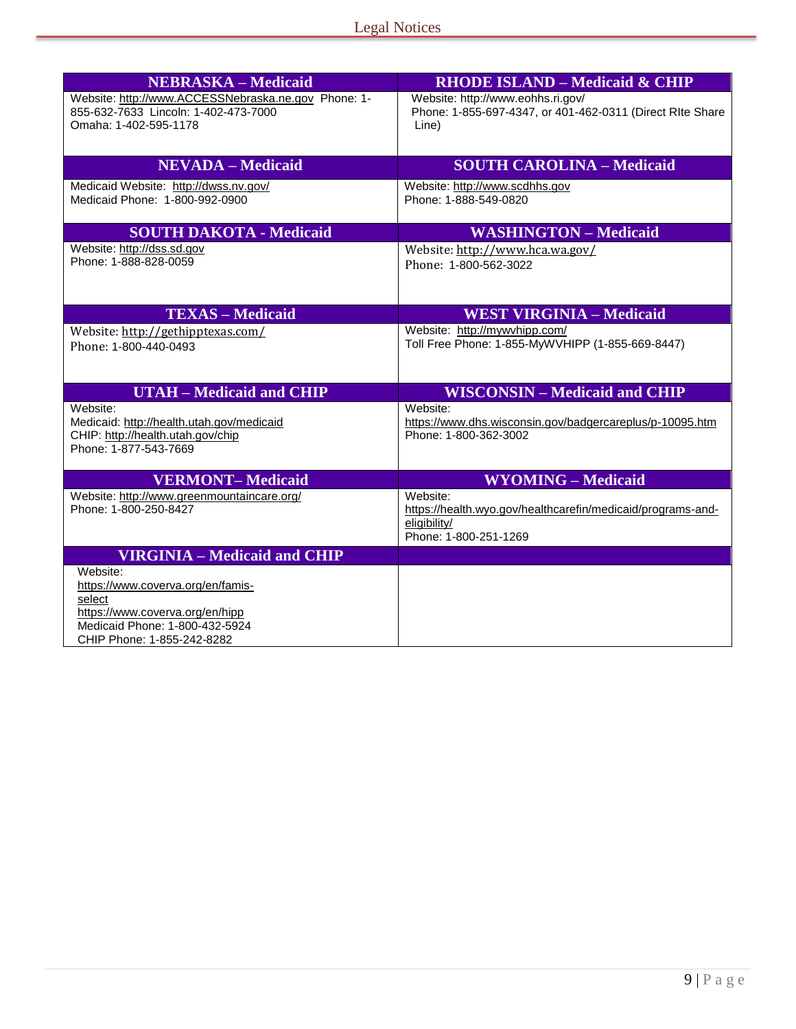| NEBRASKA – Medicaid | RHODE ISLAND – Medicaid & CHIP |
|---|---|
| Website: http://www.ACCESSNebraska.ne.gov Phone: 1-855-632-7633 Lincoln: 1-402-473-7000 Omaha: 1-402-595-1178 | Website: http://www.eohhs.ri.gov/ Phone: 1-855-697-4347, or 401-462-0311 (Direct RIte Share Line) |
| **NEVADA – Medicaid** | **SOUTH CAROLINA – Medicaid** |
| Medicaid Website: http://dwss.nv.gov/ Medicaid Phone: 1-800-992-0900 | Website: http://www.scdhhs.gov Phone: 1-888-549-0820 |
| **SOUTH DAKOTA - Medicaid** | **WASHINGTON – Medicaid** |
| Website: http://dss.sd.gov Phone: 1-888-828-0059 | Website: http://www.hca.wa.gov/ Phone: 1-800-562-3022 |
| **TEXAS – Medicaid** | **WEST VIRGINIA – Medicaid** |
| Website: http://gethipptexas.com/ Phone: 1-800-440-0493 | Website: http://mywvhipp.com/ Toll Free Phone: 1-855-MyWVHIPP (1-855-669-8447) |
| **UTAH – Medicaid and CHIP** | **WISCONSIN – Medicaid and CHIP** |
| Website: Medicaid: http://health.utah.gov/medicaid CHIP: http://health.utah.gov/chip Phone: 1-877-543-7669 | Website: https://www.dhs.wisconsin.gov/badgercareplus/p-10095.htm Phone: 1-800-362-3002 |
| **VERMONT– Medicaid** | **WYOMING – Medicaid** |
| Website: http://www.greenmountaincare.org/ Phone: 1-800-250-8427 | Website: https://health.wyo.gov/healthcarefin/medicaid/programs-and-eligibility/ Phone: 1-800-251-1269 |
| **VIRGINIA – Medicaid and CHIP** | |
| Website: https://www.coverva.org/en/famis-select https://www.coverva.org/en/hipp Medicaid Phone: 1-800-432-5924 CHIP Phone: 1-855-242-8282 | |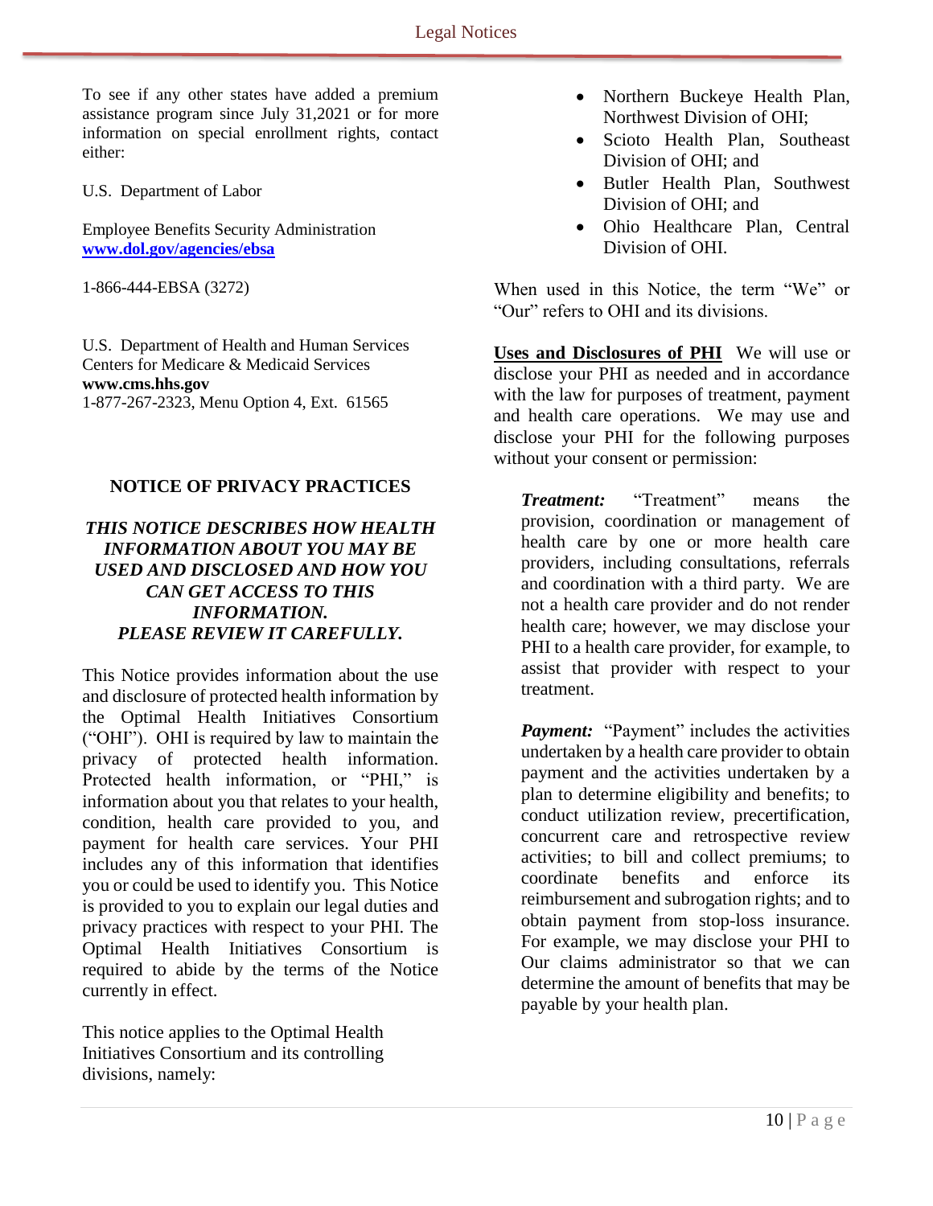To see if any other states have added a premium assistance program since July 31,2021 or for more information on special enrollment rights, contact either:

U.S. Department of Labor

Employee Benefits Security Administration
**www.dol.gov/agencies/ebsa**

1-866-444-EBSA (3272)

U.S. Department of Health and Human Services
Centers for Medicare & Medicaid Services
**www.cms.hhs.gov**
1-877-267-2323, Menu Option 4, Ext. 61565

## NOTICE OF PRIVACY PRACTICES

***THIS NOTICE DESCRIBES HOW HEALTH INFORMATION ABOUT YOU MAY BE USED AND DISCLOSED AND HOW YOU CAN GET ACCESS TO THIS INFORMATION.***
***PLEASE REVIEW IT CAREFULLY.***

This Notice provides information about the use and disclosure of protected health information by the Optimal Health Initiatives Consortium ("OHI"). OHI is required by law to maintain the privacy of protected health information. Protected health information, or "PHI," is information about you that relates to your health, condition, health care provided to you, and payment for health care services. Your PHI includes any of this information that identifies you or could be used to identify you. This Notice is provided to you to explain our legal duties and privacy practices with respect to your PHI. The Optimal Health Initiatives Consortium is required to abide by the terms of the Notice currently in effect.

This notice applies to the Optimal Health Initiatives Consortium and its controlling divisions, namely:

- Northern Buckeye Health Plan, Northwest Division of OHI;
- Scioto Health Plan, Southeast Division of OHI; and
- Butler Health Plan, Southwest Division of OHI; and
- Ohio Healthcare Plan, Central Division of OHI.

When used in this Notice, the term "We" or "Our" refers to OHI and its divisions.

**Uses and Disclosures of PHI** We will use or disclose your PHI as needed and in accordance with the law for purposes of treatment, payment and health care operations. We may use and disclose your PHI for the following purposes without your consent or permission:

***Treatment:*** "Treatment" means the provision, coordination or management of health care by one or more health care providers, including consultations, referrals and coordination with a third party. We are not a health care provider and do not render health care; however, we may disclose your PHI to a health care provider, for example, to assist that provider with respect to your treatment.

***Payment:*** "Payment" includes the activities undertaken by a health care provider to obtain payment and the activities undertaken by a plan to determine eligibility and benefits; to conduct utilization review, precertification, concurrent care and retrospective review activities; to bill and collect premiums; to coordinate benefits and enforce its reimbursement and subrogation rights; and to obtain payment from stop-loss insurance. For example, we may disclose your PHI to Our claims administrator so that we can determine the amount of benefits that may be payable by your health plan.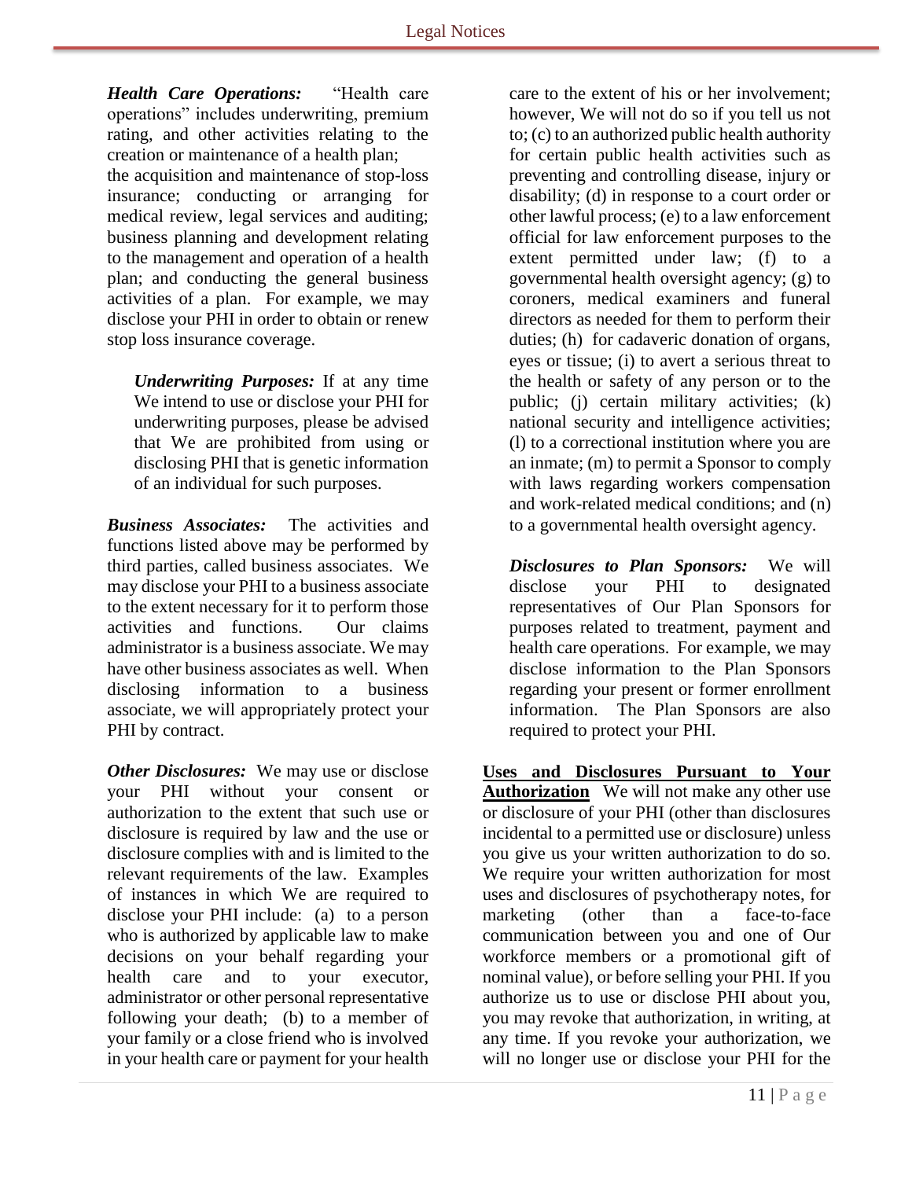***Health Care Operations:*** "Health care operations" includes underwriting, premium rating, and other activities relating to the creation or maintenance of a health plan; the acquisition and maintenance of stop-loss insurance; conducting or arranging for medical review, legal services and auditing; business planning and development relating to the management and operation of a health plan; and conducting the general business activities of a plan. For example, we may disclose your PHI in order to obtain or renew stop loss insurance coverage.

> ***Underwriting Purposes:*** If at any time We intend to use or disclose your PHI for underwriting purposes, please be advised that We are prohibited from using or disclosing PHI that is genetic information of an individual for such purposes.

***Business Associates:*** The activities and functions listed above may be performed by third parties, called business associates. We may disclose your PHI to a business associate to the extent necessary for it to perform those activities and functions. Our claims administrator is a business associate. We may have other business associates as well. When disclosing information to a business associate, we will appropriately protect your PHI by contract.

***Other Disclosures:*** We may use or disclose your PHI without your consent or authorization to the extent that such use or disclosure is required by law and the use or disclosure complies with and is limited to the relevant requirements of the law. Examples of instances in which We are required to disclose your PHI include: (a) to a person who is authorized by applicable law to make decisions on your behalf regarding your health care and to your executor, administrator or other personal representative following your death; (b) to a member of your family or a close friend who is involved in your health care or payment for your health care to the extent of his or her involvement; however, We will not do so if you tell us not to; (c) to an authorized public health authority for certain public health activities such as preventing and controlling disease, injury or disability; (d) in response to a court order or other lawful process; (e) to a law enforcement official for law enforcement purposes to the extent permitted under law; (f) to a governmental health oversight agency; (g) to coroners, medical examiners and funeral directors as needed for them to perform their duties; (h) for cadaveric donation of organs, eyes or tissue; (i) to avert a serious threat to the health or safety of any person or to the public; (j) certain military activities; (k) national security and intelligence activities; (l) to a correctional institution where you are an inmate; (m) to permit a Sponsor to comply with laws regarding workers compensation and work-related medical conditions; and (n) to a governmental health oversight agency.

> ***Disclosures to Plan Sponsors:*** We will disclose your PHI to designated representatives of Our Plan Sponsors for purposes related to treatment, payment and health care operations. For example, we may disclose information to the Plan Sponsors regarding your present or former enrollment information. The Plan Sponsors are also required to protect your PHI.

<u>**Uses and Disclosures Pursuant to Your Authorization**</u> We will not make any other use or disclosure of your PHI (other than disclosures incidental to a permitted use or disclosure) unless you give us your written authorization to do so. We require your written authorization for most uses and disclosures of psychotherapy notes, for marketing (other than a face-to-face communication between you and one of Our workforce members or a promotional gift of nominal value), or before selling your PHI. If you authorize us to use or disclose PHI about you, you may revoke that authorization, in writing, at any time. If you revoke your authorization, we will no longer use or disclose your PHI for the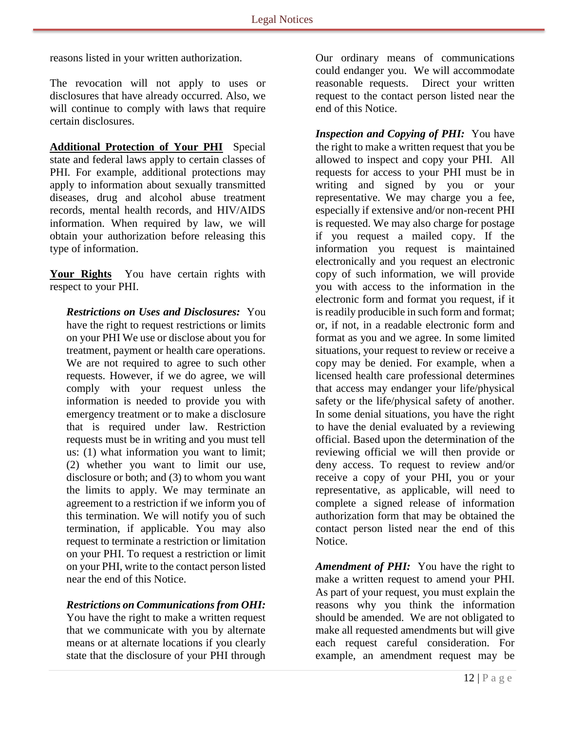reasons listed in your written authorization.

The revocation will not apply to uses or disclosures that have already occurred. Also, we will continue to comply with laws that require certain disclosures.

**Additional Protection of Your PHI** Special state and federal laws apply to certain classes of PHI. For example, additional protections may apply to information about sexually transmitted diseases, drug and alcohol abuse treatment records, mental health records, and HIV/AIDS information. When required by law, we will obtain your authorization before releasing this type of information.

**Your Rights** You have certain rights with respect to your PHI.

***Restrictions on Uses and Disclosures:*** You have the right to request restrictions or limits on your PHI We use or disclose about you for treatment, payment or health care operations. We are not required to agree to such other requests. However, if we do agree, we will comply with your request unless the information is needed to provide you with emergency treatment or to make a disclosure that is required under law. Restriction requests must be in writing and you must tell us: (1) what information you want to limit; (2) whether you want to limit our use, disclosure or both; and (3) to whom you want the limits to apply. We may terminate an agreement to a restriction if we inform you of this termination. We will notify you of such termination, if applicable. You may also request to terminate a restriction or limitation on your PHI. To request a restriction or limit on your PHI, write to the contact person listed near the end of this Notice.

***Restrictions on Communications from OHI:*** You have the right to make a written request that we communicate with you by alternate means or at alternate locations if you clearly state that the disclosure of your PHI through our ordinary means of communications could endanger you. We will accommodate reasonable requests. Direct your written request to the contact person listed near the end of this Notice.

***Inspection and Copying of PHI:*** You have the right to make a written request that you be allowed to inspect and copy your PHI. All requests for access to your PHI must be in writing and signed by you or your representative. We may charge you a fee, especially if extensive and/or non-recent PHI is requested. We may also charge for postage if you request a mailed copy. If the information you request is maintained electronically and you request an electronic copy of such information, we will provide you with access to the information in the electronic form and format you request, if it is readily producible in such form and format; or, if not, in a readable electronic form and format as you and we agree. In some limited situations, your request to review or receive a copy may be denied. For example, when a licensed health care professional determines that access may endanger your life/physical safety or the life/physical safety of another. In some denial situations, you have the right to have the denial evaluated by a reviewing official. Based upon the determination of the reviewing official we will then provide or deny access. To request to review and/or receive a copy of your PHI, you or your representative, as applicable, will need to complete a signed release of information authorization form that may be obtained the contact person listed near the end of this Notice.

***Amendment of PHI:*** You have the right to make a written request to amend your PHI. As part of your request, you must explain the reasons why you think the information should be amended. We are not obligated to make all requested amendments but will give each request careful consideration. For example, an amendment request may be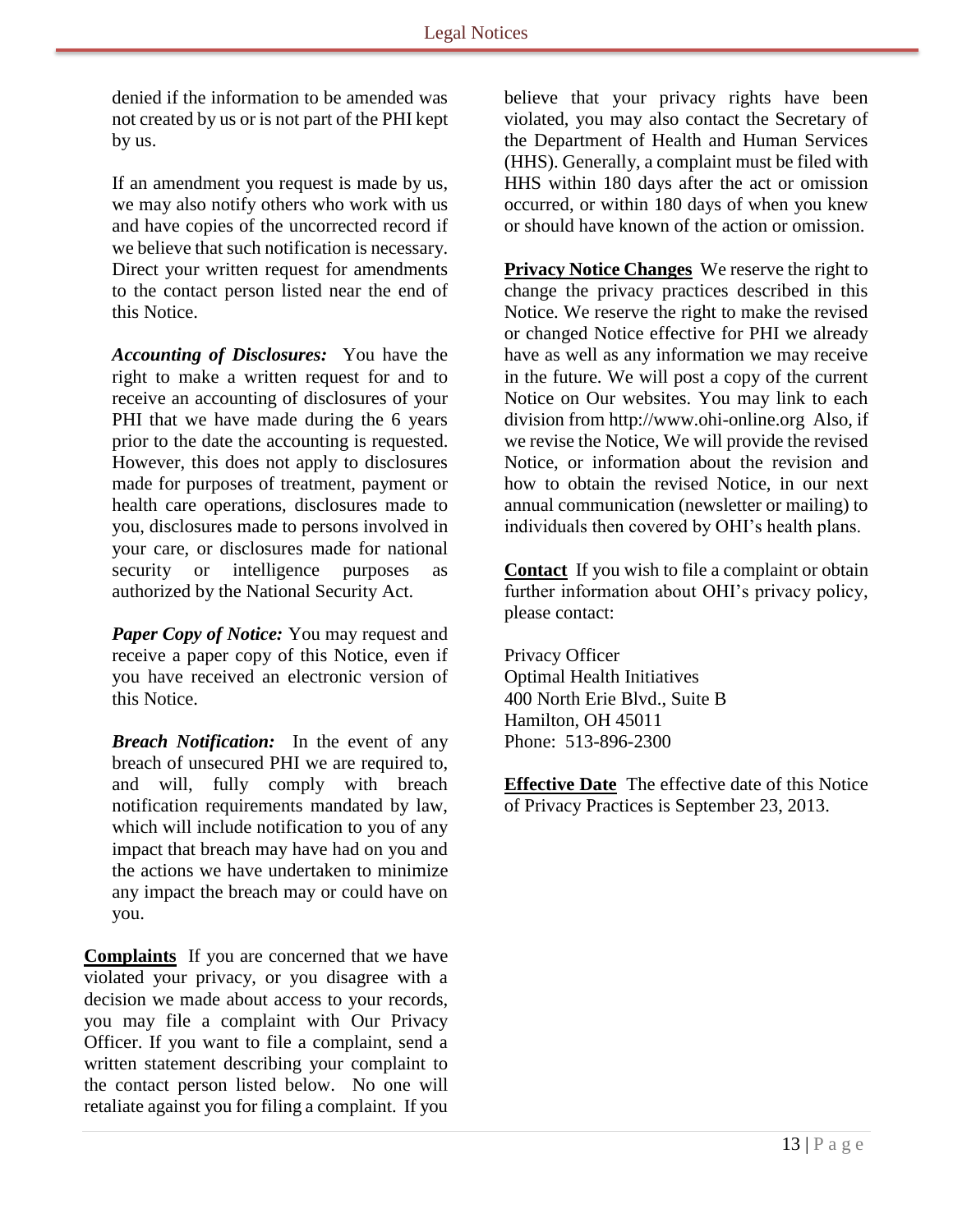denied if the information to be amended was not created by us or is not part of the PHI kept by us.

If an amendment you request is made by us, we may also notify others who work with us and have copies of the uncorrected record if we believe that such notification is necessary. Direct your written request for amendments to the contact person listed near the end of this Notice.

***Accounting of Disclosures:*** You have the right to make a written request for and to receive an accounting of disclosures of your PHI that we have made during the 6 years prior to the date the accounting is requested. However, this does not apply to disclosures made for purposes of treatment, payment or health care operations, disclosures made to you, disclosures made to persons involved in your care, or disclosures made for national security or intelligence purposes as authorized by the National Security Act.

***Paper Copy of Notice:*** You may request and receive a paper copy of this Notice, even if you have received an electronic version of this Notice.

***Breach Notification:*** In the event of any breach of unsecured PHI we are required to, and will, fully comply with breach notification requirements mandated by law, which will include notification to you of any impact that breach may have had on you and the actions we have undertaken to minimize any impact the breach may or could have on you.

**Complaints** If you are concerned that we have violated your privacy, or you disagree with a decision we made about access to your records, you may file a complaint with Our Privacy Officer. If you want to file a complaint, send a written statement describing your complaint to the contact person listed below. No one will retaliate against you for filing a complaint. If you believe that your privacy rights have been violated, you may also contact the Secretary of the Department of Health and Human Services (HHS). Generally, a complaint must be filed with HHS within 180 days after the act or omission occurred, or within 180 days of when you knew or should have known of the action or omission.

**Privacy Notice Changes** We reserve the right to change the privacy practices described in this Notice. We reserve the right to make the revised or changed Notice effective for PHI we already have as well as any information we may receive in the future. We will post a copy of the current Notice on Our websites. You may link to each division from http://www.ohi-online.org Also, if we revise the Notice, We will provide the revised Notice, or information about the revision and how to obtain the revised Notice, in our next annual communication (newsletter or mailing) to individuals then covered by OHI's health plans.

**Contact** If you wish to file a complaint or obtain further information about OHI's privacy policy, please contact:

Privacy Officer
Optimal Health Initiatives
400 North Erie Blvd., Suite B
Hamilton, OH 45011
Phone: 513-896-2300

**Effective Date** The effective date of this Notice of Privacy Practices is September 23, 2013.